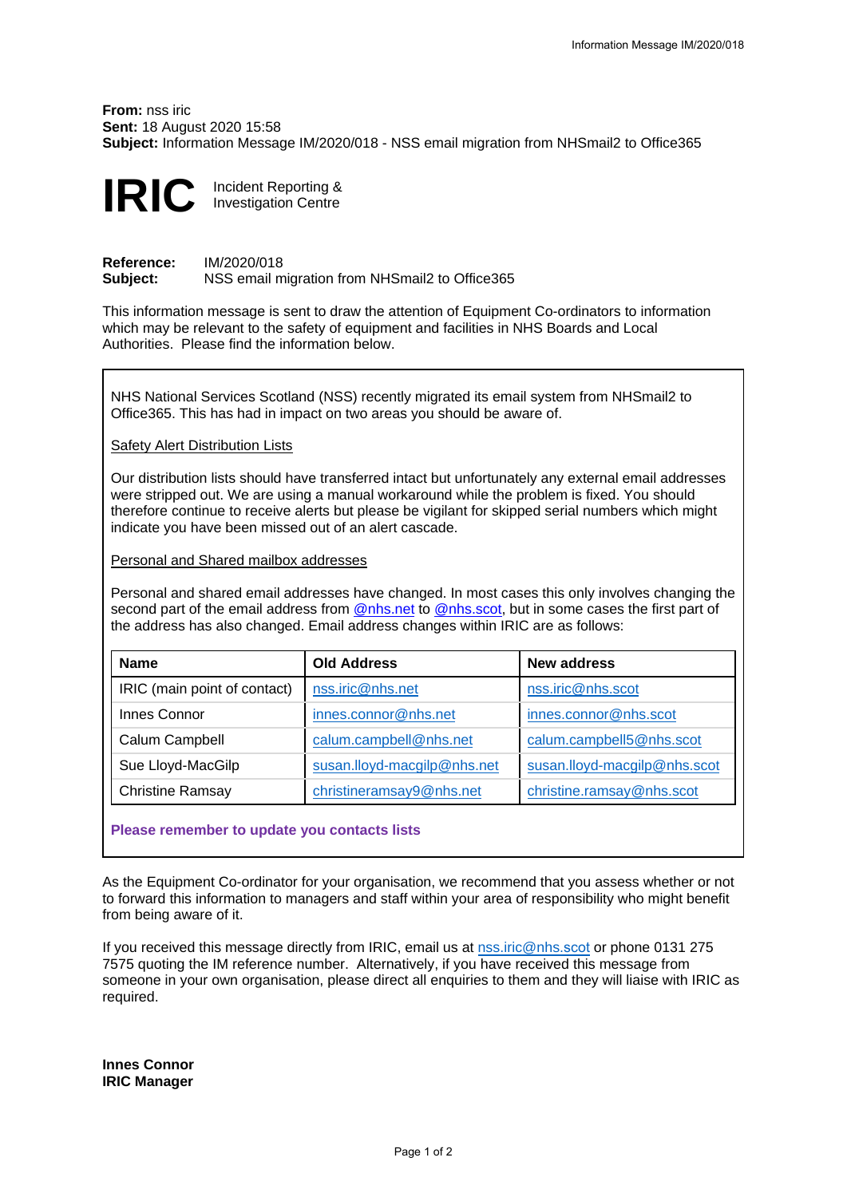**From:** nss iric
**Sent:** 18 August 2020 15:58
**Subject:** Information Message IM/2020/018 - NSS email migration from NHSmail2 to Office365

# IRIC

Incident Reporting & Investigation Centre

**Reference:** IM/2020/018
**Subject:** NSS email migration from NHSmail2 to Office365

This information message is sent to draw the attention of Equipment Co-ordinators to information which may be relevant to the safety of equipment and facilities in NHS Boards and Local Authorities. Please find the information below.

NHS National Services Scotland (NSS) recently migrated its email system from NHSmail2 to Office365. This has had in impact on two areas you should be aware of.

Safety Alert Distribution Lists

Our distribution lists should have transferred intact but unfortunately any external email addresses were stripped out. We are using a manual workaround while the problem is fixed. You should therefore continue to receive alerts but please be vigilant for skipped serial numbers which might indicate you have been missed out of an alert cascade.

Personal and Shared mailbox addresses

Personal and shared email addresses have changed. In most cases this only involves changing the second part of the email address from @nhs.net to @nhs.scot, but in some cases the first part of the address has also changed. Email address changes within IRIC are as follows:

| Name | Old Address | New address |
|---|---|---|
| IRIC (main point of contact) | nss.iric@nhs.net | nss.iric@nhs.scot |
| Innes Connor | innes.connor@nhs.net | innes.connor@nhs.scot |
| Calum Campbell | calum.campbell@nhs.net | calum.campbell5@nhs.scot |
| Sue Lloyd-MacGilp | susan.lloyd-macgilp@nhs.net | susan.lloyd-macgilp@nhs.scot |
| Christine Ramsay | christineramsay9@nhs.net | christine.ramsay@nhs.scot |

**Please remember to update you contacts lists**

As the Equipment Co-ordinator for your organisation, we recommend that you assess whether or not to forward this information to managers and staff within your area of responsibility who might benefit from being aware of it.

If you received this message directly from IRIC, email us at nss.iric@nhs.scot or phone 0131 275 7575 quoting the IM reference number. Alternatively, if you have received this message from someone in your own organisation, please direct all enquiries to them and they will liaise with IRIC as required.

**Innes Connor**
**IRIC Manager**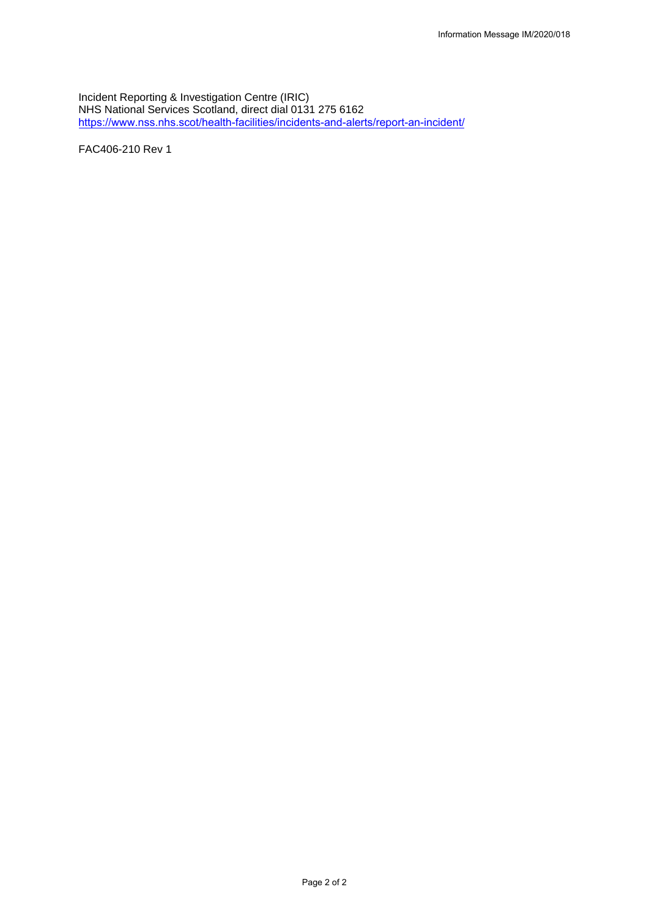Incident Reporting & Investigation Centre (IRIC)
NHS National Services Scotland, direct dial 0131 275 6162
https://www.nss.nhs.scot/health-facilities/incidents-and-alerts/report-an-incident/

FAC406-210 Rev 1